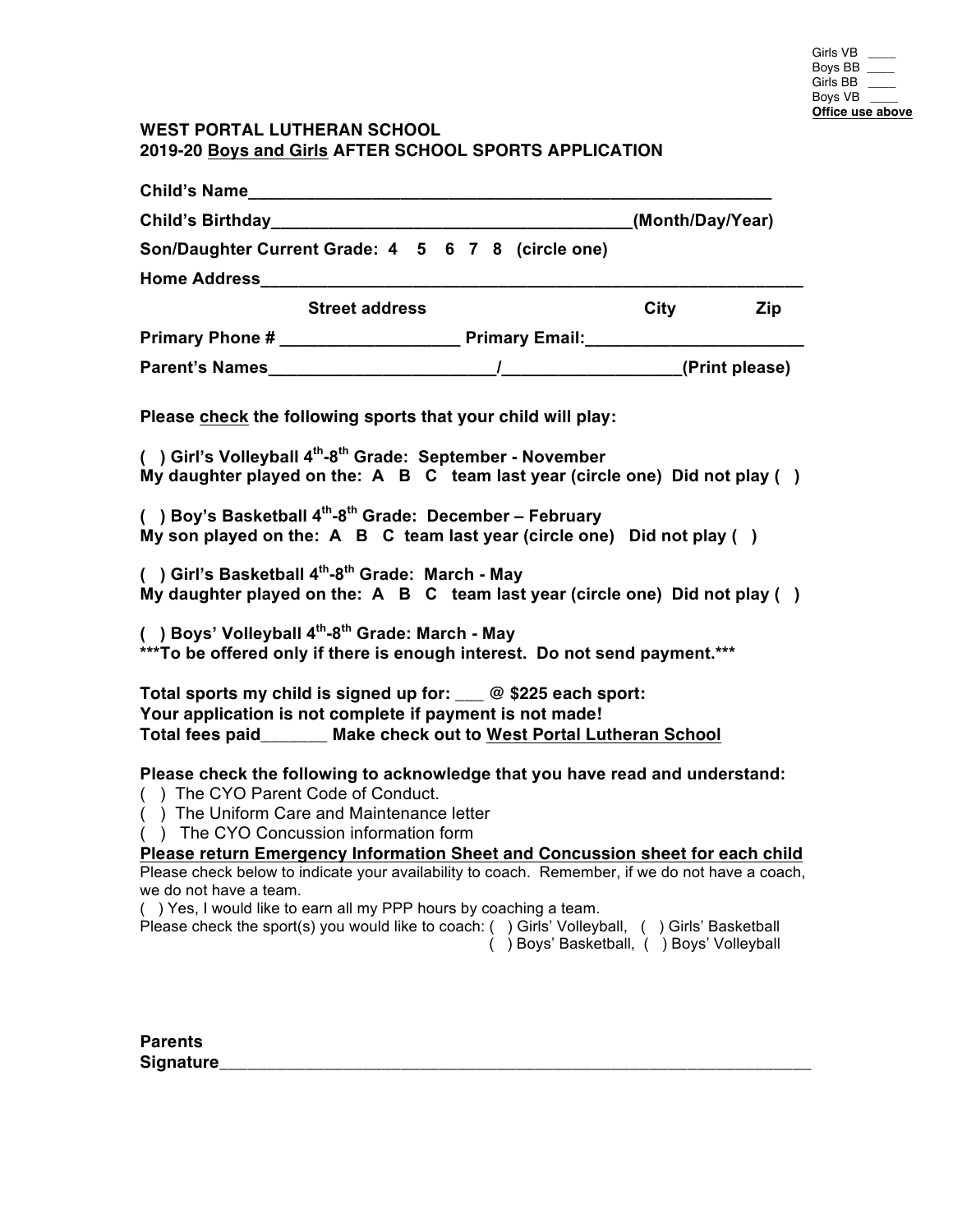Girls VB ____
Boys BB ____
Girls BB ____
Boys VB ____
**Office use above**

**WEST PORTAL LUTHERAN SCHOOL**
**2019-20 Boys and Girls AFTER SCHOOL SPORTS APPLICATION**

**Child's Name**_______________________________________________________

**Child's Birthday**____________________________________(Month/Day/Year)

**Son/Daughter Current Grade: 4 5 6 7 8 (circle one)**

**Home Address**_________________________________________________________

**Street address City Zip**

**Primary Phone #** __________________ **Primary Email:**______________________

**Parent's Names**______________________/__________________(Print please)

**Please check the following sports that your child will play:**

**( ) Girl's Volleyball 4th-8th Grade: September - November**
**My daughter played on the: A B C team last year (circle one) Did not play ( )**

**( ) Boy's Basketball 4th-8th Grade: December – February**
**My son played on the: A B C team last year (circle one) Did not play ( )**

**( ) Girl's Basketball 4th-8th Grade: March - May**
**My daughter played on the: A B C team last year (circle one) Did not play ( )**

**( ) Boys' Volleyball 4th-8th Grade: March - May**
**\*\*\*To be offered only if there is enough interest. Do not send payment.\*\*\***

**Total sports my child is signed up for: ___ @ $225 each sport:**
**Your application is not complete if payment is not made!**
**Total fees paid_______ Make check out to West Portal Lutheran School**

**Please check the following to acknowledge that you have read and understand:**
( ) The CYO Parent Code of Conduct.
( ) The Uniform Care and Maintenance letter
( ) The CYO Concussion information form
**Please return Emergency Information Sheet and Concussion sheet for each child**
Please check below to indicate your availability to coach. Remember, if we do not have a coach, we do not have a team.
( ) Yes, I would like to earn all my PPP hours by coaching a team.
Please check the sport(s) you would like to coach: ( ) Girls' Volleyball, ( ) Girls' Basketball
( ) Boys' Basketball, ( ) Boys' Volleyball

**Parents Signature**_____________________________________________________________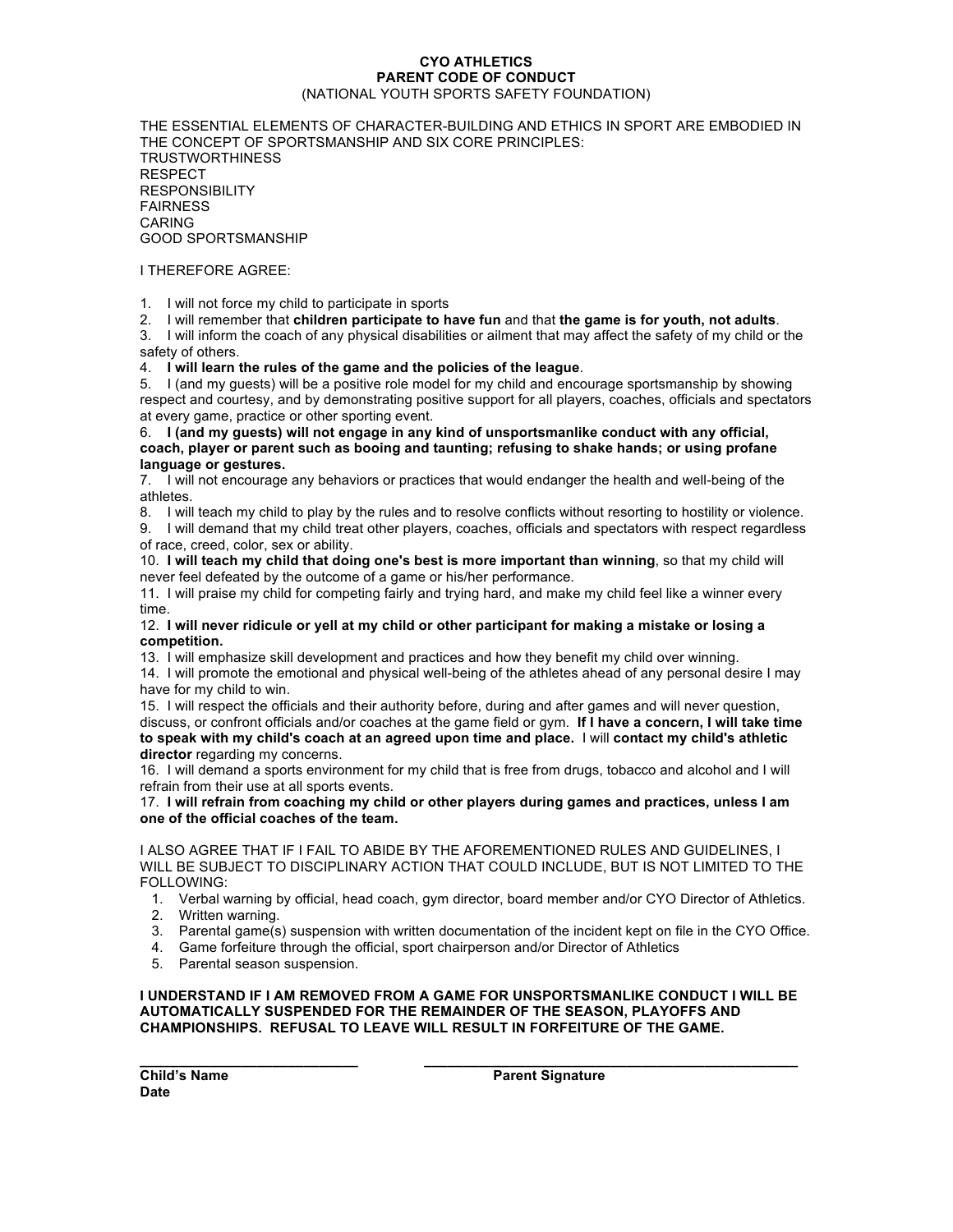**CYO ATHLETICS**
**PARENT CODE OF CONDUCT**
(NATIONAL YOUTH SPORTS SAFETY FOUNDATION)

THE ESSENTIAL ELEMENTS OF CHARACTER-BUILDING AND ETHICS IN SPORT ARE EMBODIED IN THE CONCEPT OF SPORTSMANSHIP AND SIX CORE PRINCIPLES:
TRUSTWORTHINESS
RESPECT
RESPONSIBILITY
FAIRNESS
CARING
GOOD SPORTSMANSHIP

I THEREFORE AGREE:

1. I will not force my child to participate in sports
2. I will remember that **children participate to have fun** and that **the game is for youth, not adults**.
3. I will inform the coach of any physical disabilities or ailment that may affect the safety of my child or the safety of others.
4. **I will learn the rules of the game and the policies of the league**.
5. I (and my guests) will be a positive role model for my child and encourage sportsmanship by showing respect and courtesy, and by demonstrating positive support for all players, coaches, officials and spectators at every game, practice or other sporting event.
6. **I (and my guests) will not engage in any kind of unsportsmanlike conduct with any official, coach, player or parent such as booing and taunting; refusing to shake hands; or using profane language or gestures.**
7. I will not encourage any behaviors or practices that would endanger the health and well-being of the athletes.
8. I will teach my child to play by the rules and to resolve conflicts without resorting to hostility or violence.
9. I will demand that my child treat other players, coaches, officials and spectators with respect regardless of race, creed, color, sex or ability.
10. **I will teach my child that doing one's best is more important than winning**, so that my child will never feel defeated by the outcome of a game or his/her performance.
11. I will praise my child for competing fairly and trying hard, and make my child feel like a winner every time.
12. **I will never ridicule or yell at my child or other participant for making a mistake or losing a competition.**
13. I will emphasize skill development and practices and how they benefit my child over winning.
14. I will promote the emotional and physical well-being of the athletes ahead of any personal desire I may have for my child to win.
15. I will respect the officials and their authority before, during and after games and will never question, discuss, or confront officials and/or coaches at the game field or gym. **If I have a concern, I will take time to speak with my child's coach at an agreed upon time and place.** I will **contact my child's athletic director** regarding my concerns.
16. I will demand a sports environment for my child that is free from drugs, tobacco and alcohol and I will refrain from their use at all sports events.
17. **I will refrain from coaching my child or other players during games and practices, unless I am one of the official coaches of the team.**

I ALSO AGREE THAT IF I FAIL TO ABIDE BY THE AFOREMENTIONED RULES AND GUIDELINES, I WILL BE SUBJECT TO DISCIPLINARY ACTION THAT COULD INCLUDE, BUT IS NOT LIMITED TO THE FOLLOWING:

1. Verbal warning by official, head coach, gym director, board member and/or CYO Director of Athletics.
2. Written warning.
3. Parental game(s) suspension with written documentation of the incident kept on file in the CYO Office.
4. Game forfeiture through the official, sport chairperson and/or Director of Athletics
5. Parental season suspension.

**I UNDERSTAND IF I AM REMOVED FROM A GAME FOR UNSPORTSMANLIKE CONDUCT I WILL BE AUTOMATICALLY SUSPENDED FOR THE REMAINDER OF THE SEASON, PLAYOFFS AND CHAMPIONSHIPS. REFUSAL TO LEAVE WILL RESULT IN FORFEITURE OF THE GAME.**

\_\_\_\_\_\_\_\_\_\_\_\_\_\_\_\_\_\_\_\_\_\_\_\_\_\_\_\_ \_\_\_\_\_\_\_\_\_\_\_\_\_\_\_\_\_\_\_\_\_\_\_\_\_\_\_\_\_\_\_\_\_\_\_\_\_\_\_\_\_\_\_\_\_\_

**Child's Name** **Parent Signature**
**Date**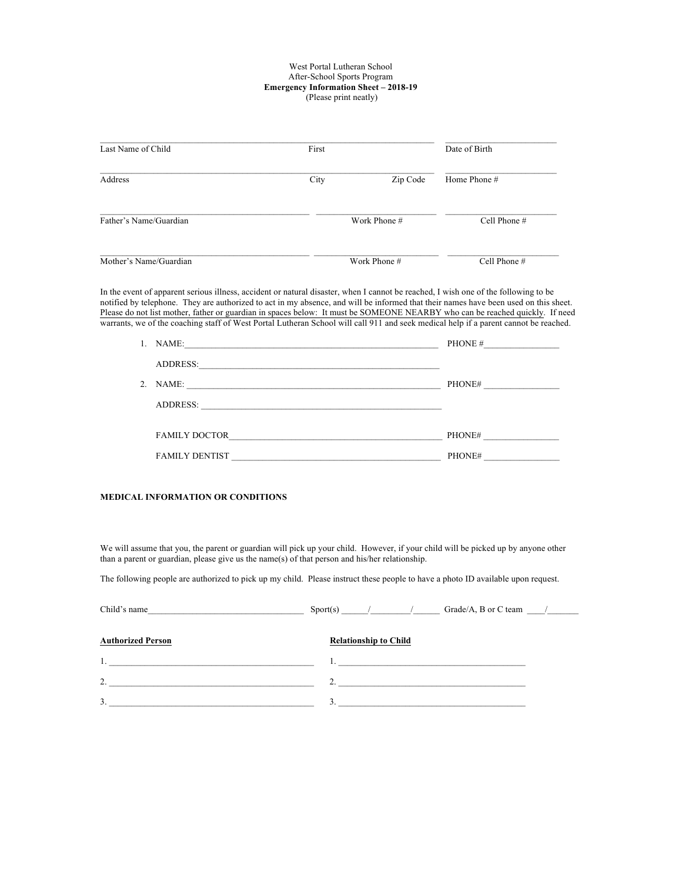West Portal Lutheran School
After-School Sports Program
**Emergency Information Sheet – 2018-19**
(Please print neatly)

_______________________________________________ _________________

Last Name of Child First Date of Birth

_______________________________________________ _________________

Address City Zip Code Home Phone #

______________________________ _________________ _________________

Father's Name/Guardian Work Phone # Cell Phone #

______________________________ _________________ _________________

Mother's Name/Guardian Work Phone # Cell Phone #

In the event of apparent serious illness, accident or natural disaster, when I cannot be reached, I wish one of the following to be notified by telephone. They are authorized to act in my absence, and will be informed that their names have been used on this sheet. <u>Please do not list mother, father or guardian in spaces below: It must be SOMEONE NEARBY who can be reached quickly</u>. If need warrants, we of the coaching staff of West Portal Lutheran School will call 911 and seek medical help if a parent cannot be reached.

1. NAME:______________________________________________ PHONE #________________

   ADDRESS:____________________________________________

2. NAME: ______________________________________________ PHONE# ________________

   ADDRESS: ____________________________________________

   FAMILY DOCTOR_______________________________________ PHONE# ________________

   FAMILY DENTIST ______________________________________ PHONE# ________________

**MEDICAL INFORMATION OR CONDITIONS**

We will assume that you, the parent or guardian will pick up your child. However, if your child will be picked up by anyone other than a parent or guardian, please give us the name(s) of that person and his/her relationship.

The following people are authorized to pick up my child. Please instruct these people to have a photo ID available upon request.

Child's name__________________________ Sport(s) _____/________/_____ Grade/A, B or C team ____/_______

| **Authorized Person** | **Relationship to Child** |
|---|---|
| 1. ______________________________ | 1. ______________________________ |
| 2. ______________________________ | 2. ______________________________ |
| 3. ______________________________ | 3. ______________________________ |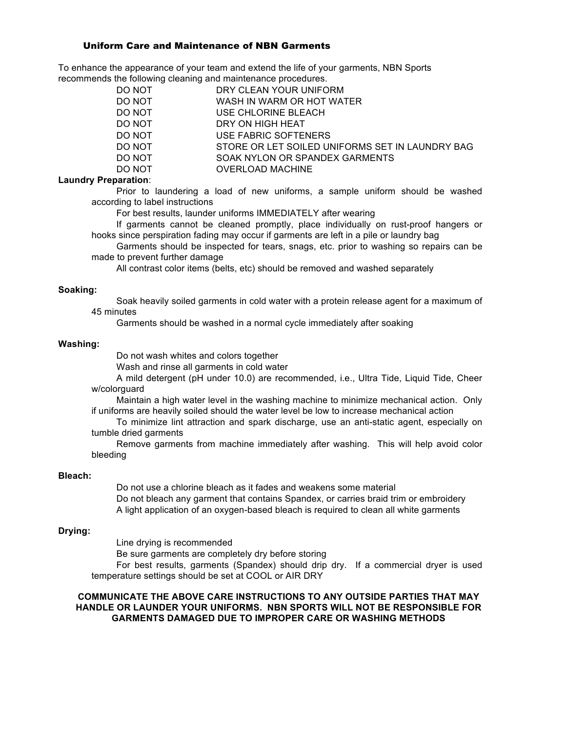### Uniform Care and Maintenance of NBN Garments

To enhance the appearance of your team and extend the life of your garments, NBN Sports recommends the following cleaning and maintenance procedures.

| | |
|---|---|
| DO NOT | DRY CLEAN YOUR UNIFORM |
| DO NOT | WASH IN WARM OR HOT WATER |
| DO NOT | USE CHLORINE BLEACH |
| DO NOT | DRY ON HIGH HEAT |
| DO NOT | USE FABRIC SOFTENERS |
| DO NOT | STORE OR LET SOILED UNIFORMS SET IN LAUNDRY BAG |
| DO NOT | SOAK NYLON OR SPANDEX GARMENTS |
| DO NOT | OVERLOAD MACHINE |

**Laundry Preparation**:

Prior to laundering a load of new uniforms, a sample uniform should be washed according to label instructions

For best results, launder uniforms IMMEDIATELY after wearing

If garments cannot be cleaned promptly, place individually on rust-proof hangers or hooks since perspiration fading may occur if garments are left in a pile or laundry bag

Garments should be inspected for tears, snags, etc. prior to washing so repairs can be made to prevent further damage

All contrast color items (belts, etc) should be removed and washed separately

**Soaking:**

Soak heavily soiled garments in cold water with a protein release agent for a maximum of 45 minutes

Garments should be washed in a normal cycle immediately after soaking

**Washing:**

Do not wash whites and colors together

Wash and rinse all garments in cold water

A mild detergent (pH under 10.0) are recommended, i.e., Ultra Tide, Liquid Tide, Cheer w/colorguard

Maintain a high water level in the washing machine to minimize mechanical action. Only if uniforms are heavily soiled should the water level be low to increase mechanical action

To minimize lint attraction and spark discharge, use an anti-static agent, especially on tumble dried garments

Remove garments from machine immediately after washing. This will help avoid color bleeding

**Bleach:**

Do not use a chlorine bleach as it fades and weakens some material

Do not bleach any garment that contains Spandex, or carries braid trim or embroidery

A light application of an oxygen-based bleach is required to clean all white garments

**Drying:**

Line drying is recommended

Be sure garments are completely dry before storing

For best results, garments (Spandex) should drip dry. If a commercial dryer is used temperature settings should be set at COOL or AIR DRY

**COMMUNICATE THE ABOVE CARE INSTRUCTIONS TO ANY OUTSIDE PARTIES THAT MAY HANDLE OR LAUNDER YOUR UNIFORMS. NBN SPORTS WILL NOT BE RESPONSIBLE FOR GARMENTS DAMAGED DUE TO IMPROPER CARE OR WASHING METHODS**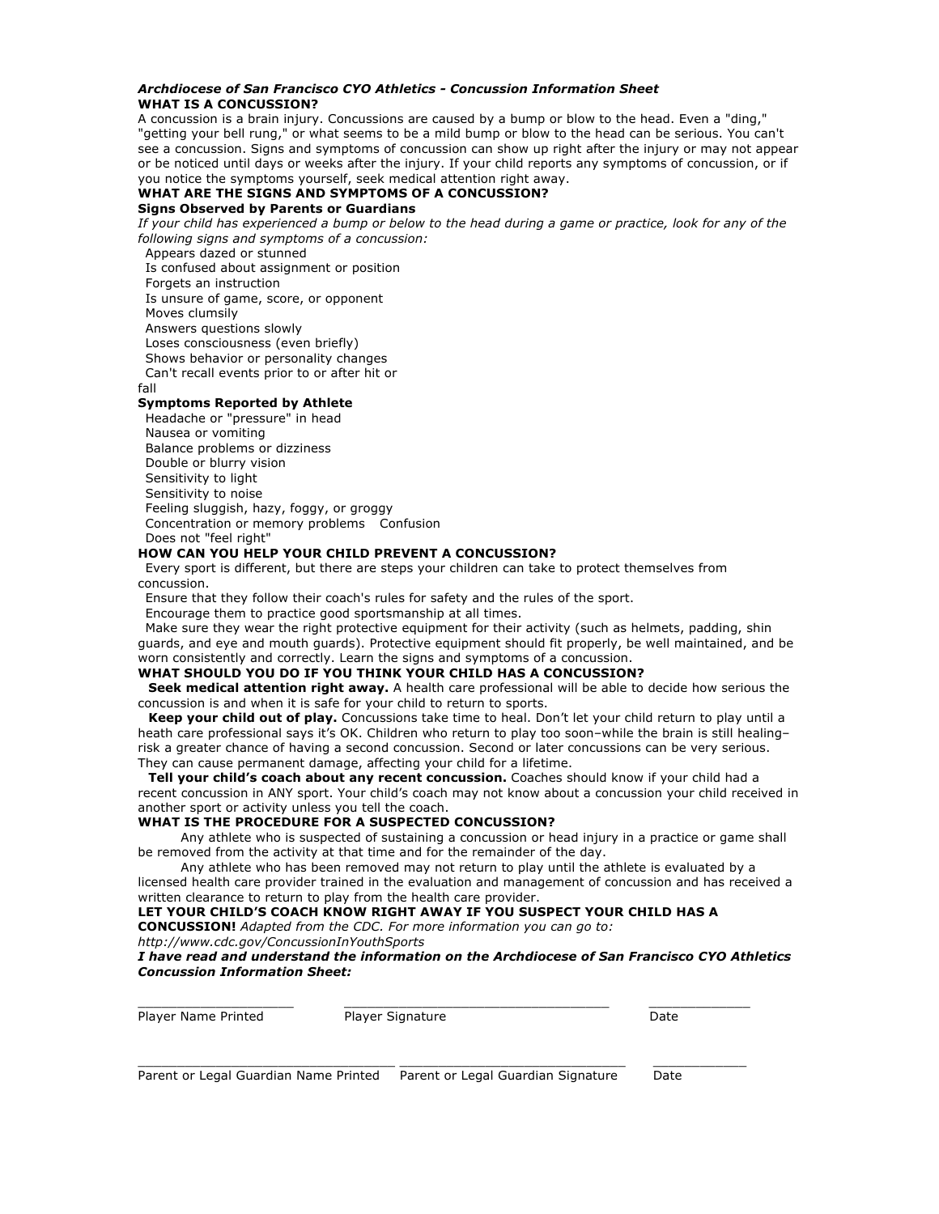***Archdiocese of San Francisco CYO Athletics - Concussion Information Sheet***

**WHAT IS A CONCUSSION?**

A concussion is a brain injury. Concussions are caused by a bump or blow to the head. Even a "ding," "getting your bell rung," or what seems to be a mild bump or blow to the head can be serious. You can't see a concussion. Signs and symptoms of concussion can show up right after the injury or may not appear or be noticed until days or weeks after the injury. If your child reports any symptoms of concussion, or if you notice the symptoms yourself, seek medical attention right away.

**WHAT ARE THE SIGNS AND SYMPTOMS OF A CONCUSSION?**

**Signs Observed by Parents or Guardians**

*If your child has experienced a bump or below to the head during a game or practice, look for any of the following signs and symptoms of a concussion:*

- Appears dazed or stunned
- Is confused about assignment or position
- Forgets an instruction
- Is unsure of game, score, or opponent
- Moves clumsily
- Answers questions slowly
- Loses consciousness (even briefly)
- Shows behavior or personality changes
- Can't recall events prior to or after hit or fall

**Symptoms Reported by Athlete**

- Headache or "pressure" in head
- Nausea or vomiting
- Balance problems or dizziness
- Double or blurry vision
- Sensitivity to light
- Sensitivity to noise
- Feeling sluggish, hazy, foggy, or groggy
- Concentration or memory problems
- Confusion
- Does not "feel right"

**HOW CAN YOU HELP YOUR CHILD PREVENT A CONCUSSION?**

Every sport is different, but there are steps your children can take to protect themselves from concussion.

- Ensure that they follow their coach's rules for safety and the rules of the sport.
- Encourage them to practice good sportsmanship at all times.
- Make sure they wear the right protective equipment for their activity (such as helmets, padding, shin guards, and eye and mouth guards). Protective equipment should fit properly, be well maintained, and be worn consistently and correctly. Learn the signs and symptoms of a concussion.

**WHAT SHOULD YOU DO IF YOU THINK YOUR CHILD HAS A CONCUSSION?**

**Seek medical attention right away.** A health care professional will be able to decide how serious the concussion is and when it is safe for your child to return to sports.

**Keep your child out of play.** Concussions take time to heal. Don't let your child return to play until a heath care professional says it's OK. Children who return to play too soon–while the brain is still healing–risk a greater chance of having a second concussion. Second or later concussions can be very serious. They can cause permanent damage, affecting your child for a lifetime.

**Tell your child's coach about any recent concussion.** Coaches should know if your child had a recent concussion in ANY sport. Your child's coach may not know about a concussion your child received in another sport or activity unless you tell the coach.

**WHAT IS THE PROCEDURE FOR A SUSPECTED CONCUSSION?**

Any athlete who is suspected of sustaining a concussion or head injury in a practice or game shall be removed from the activity at that time and for the remainder of the day.

Any athlete who has been removed may not return to play until the athlete is evaluated by a licensed health care provider trained in the evaluation and management of concussion and has received a written clearance to return to play from the health care provider.

**LET YOUR CHILD'S COACH KNOW RIGHT AWAY IF YOU SUSPECT YOUR CHILD HAS A CONCUSSION!** *Adapted from the CDC. For more information you can go to: http://www.cdc.gov/ConcussionInYouthSports*

***I have read and understand the information on the Archdiocese of San Francisco CYO Athletics Concussion Information Sheet:***

\_\_\_\_\_\_\_\_\_\_\_\_\_\_\_\_\_\_\_\_ \_\_\_\_\_\_\_\_\_\_\_\_\_\_\_\_\_\_\_\_\_\_\_\_\_\_\_\_\_\_\_\_\_\_ \_\_\_\_\_\_\_\_\_\_\_\_\_

Player Name Printed    Player Signature    Date

\_\_\_\_\_\_\_\_\_\_\_\_\_\_\_\_\_\_\_\_\_\_\_\_\_\_\_\_\_\_\_\_\_ \_\_\_\_\_\_\_\_\_\_\_\_\_\_\_\_\_\_\_\_\_\_\_\_\_\_\_\_\_ \_\_\_\_\_\_\_\_\_\_\_\_

Parent or Legal Guardian Name Printed    Parent or Legal Guardian Signature    Date